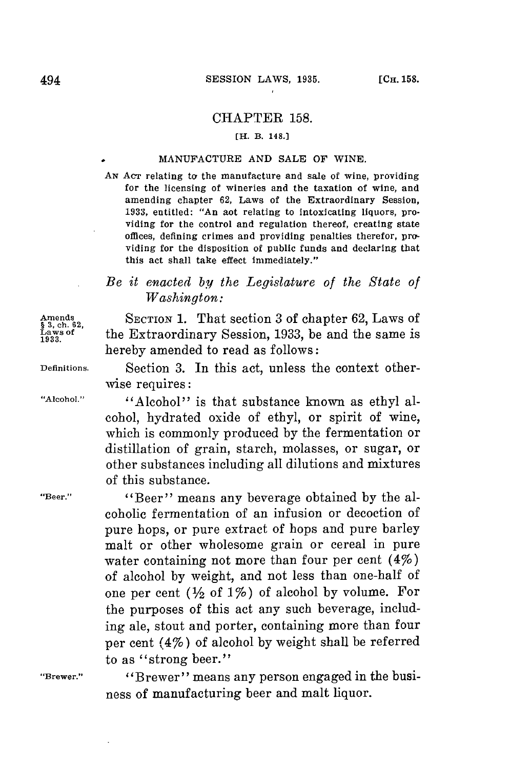# CHAPTER 158.

[H. B. 148.]

## MANUFACTURE AND SALE OF WINE.

AN ACT relating to the manufacture and sale of wine, providing for the licensing of wineries and the taxation of wine, and amending chapter 62, Laws of the Extraordinary Session, 1933, entitled: "An act relating to intoxicating liquors, providing for the control and regulation thereof, creating state offices, defining crimes and providing penalties therefor, providing for the disposition of public funds and declaring that this act shall take effect immediately."

*Be it enacted by the Legislature of the State of Washington:*

Amends § 3, ch. 62, Laws of 1933.

SECTION 1. That section 3 of chapter 62, Laws of the Extraordinary Session, 1933, be and the same is hereby amended to read as follows:

Definitions.

Section 3. In this act, unless the context otherwise requires:

"Alcohol."

"Alcohol" is that substance known as ethyl alcohol, hydrated oxide of ethyl, or spirit of wine, which is commonly produced by the fermentation or distillation of grain, starch, molasses, or sugar, or other substances including all dilutions and mixtures of this substance.

"Beer."

"Beer" means any beverage obtained by the alcoholic fermentation of an infusion or decoction of pure hops, or pure extract of hops and pure barley malt or other wholesome grain or cereal in pure water containing not more than four per cent (4%) of alcohol by weight, and not less than one-half of one per cent (½ of 1%) of alcohol by volume. For the purposes of this act any such beverage, including ale, stout and porter, containing more than four per cent (4%) of alcohol by weight shall be referred to as "strong beer."

"Brewer."

"Brewer" means any person engaged in the business of manufacturing beer and malt liquor.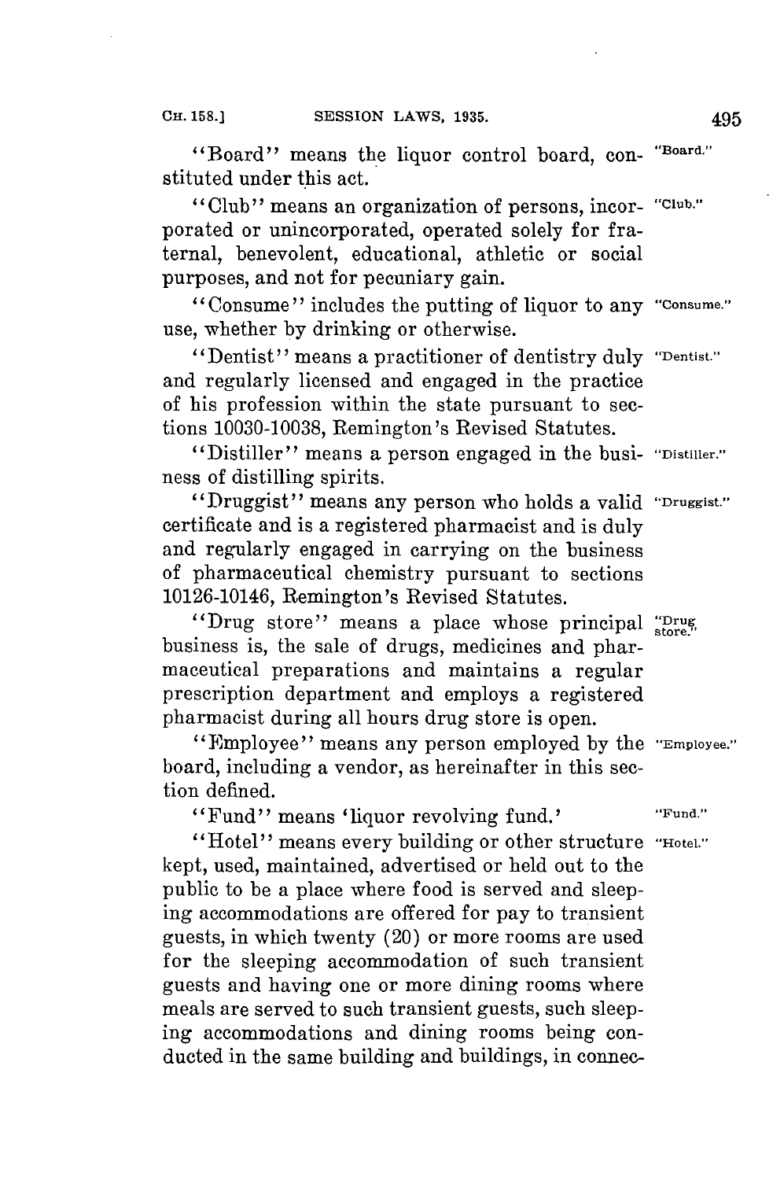"Board" means the liquor control board, constituted under this act. "Board."

"Club" means an organization of persons, incorporated or unincorporated, operated solely for fraternal, benevolent, educational, athletic or social purposes, and not for pecuniary gain. "Club."

"Consume" includes the putting of liquor to any use, whether by drinking or otherwise. "Consume."

"Dentist" means a practitioner of dentistry duly and regularly licensed and engaged in the practice of his profession within the state pursuant to sections 10030-10038, Remington's Revised Statutes. "Dentist."

"Distiller" means a person engaged in the business of distilling spirits. "Distiller."

"Druggist" means any person who holds a valid certificate and is a registered pharmacist and is duly and regularly engaged in carrying on the business of pharmaceutical chemistry pursuant to sections 10126-10146, Remington's Revised Statutes. "Druggist."

"Drug store" means a place whose principal business is, the sale of drugs, medicines and pharmaceutical preparations and maintains a regular prescription department and employs a registered pharmacist during all hours drug store is open. "Drug store."

"Employee" means any person employed by the board, including a vendor, as hereinafter in this section defined. "Employee."

"Fund" means 'liquor revolving fund.' "Fund."

"Hotel" means every building or other structure kept, used, maintained, advertised or held out to the public to be a place where food is served and sleeping accommodations are offered for pay to transient guests, in which twenty (20) or more rooms are used for the sleeping accommodation of such transient guests and having one or more dining rooms where meals are served to such transient guests, such sleeping accommodations and dining rooms being conducted in the same building and buildings, in connec- "Hotel."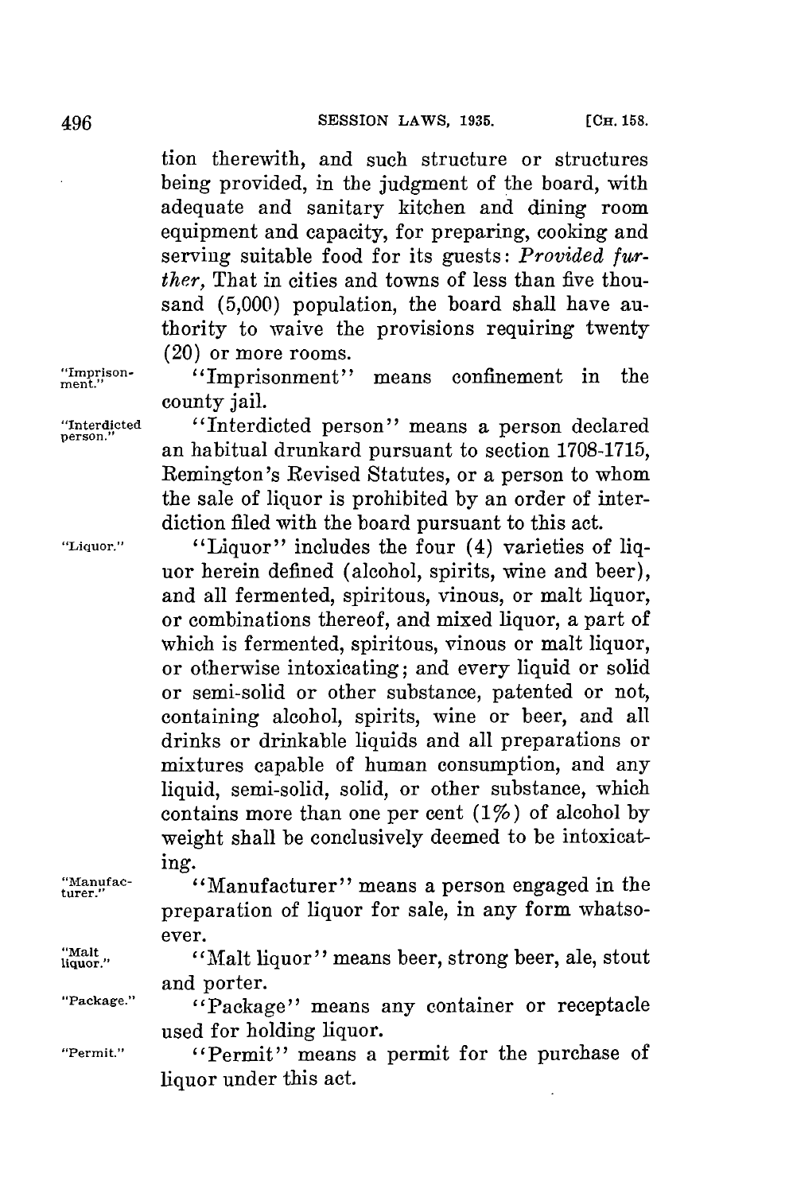tion therewith, and such structure or structures being provided, in the judgment of the board, with adequate and sanitary kitchen and dining room equipment and capacity, for preparing, cooking and serving suitable food for its guests: *Provided further,* That in cities and towns of less than five thousand (5,000) population, the board shall have authority to waive the provisions requiring twenty (20) or more rooms.

"Imprisonment." "Imprisonment" means confinement in the county jail.

"Interdicted person." "Interdicted person" means a person declared an habitual drunkard pursuant to section 1708-1715, Remington's Revised Statutes, or a person to whom the sale of liquor is prohibited by an order of interdiction filed with the board pursuant to this act.

"Liquor." "Liquor" includes the four (4) varieties of liquor herein defined (alcohol, spirits, wine and beer), and all fermented, spiritous, vinous, or malt liquor, or combinations thereof, and mixed liquor, a part of which is fermented, spiritous, vinous or malt liquor, or otherwise intoxicating; and every liquid or solid or semi-solid or other substance, patented or not, containing alcohol, spirits, wine or beer, and all drinks or drinkable liquids and all preparations or mixtures capable of human consumption, and any liquid, semi-solid, solid, or other substance, which contains more than one per cent (1%) of alcohol by weight shall be conclusively deemed to be intoxicating.

"Manufacturer." "Manufacturer" means a person engaged in the preparation of liquor for sale, in any form whatsoever.

"Malt liquor." "Malt liquor" means beer, strong beer, ale, stout and porter.

"Package." "Package" means any container or receptacle used for holding liquor.

"Permit." "Permit" means a permit for the purchase of liquor under this act.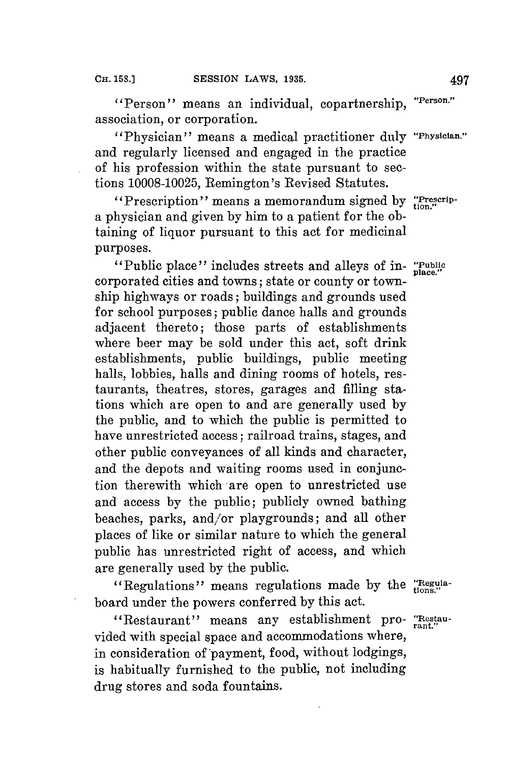"Person" means an individual, copartnership, association, or corporation.

"Physician" means a medical practitioner duly and regularly licensed and engaged in the practice of his profession within the state pursuant to sections 10008-10025, Remington's Revised Statutes.

"Prescription" means a memorandum signed by a physician and given by him to a patient for the obtaining of liquor pursuant to this act for medicinal purposes.

"Public place" includes streets and alleys of incorporated cities and towns; state or county or township highways or roads; buildings and grounds used for school purposes; public dance halls and grounds adjacent thereto; those parts of establishments where beer may be sold under this act, soft drink establishments, public buildings, public meeting halls, lobbies, halls and dining rooms of hotels, restaurants, theatres, stores, garages and filling stations which are open to and are generally used by the public, and to which the public is permitted to have unrestricted access; railroad trains, stages, and other public conveyances of all kinds and character, and the depots and waiting rooms used in conjunction therewith which are open to unrestricted use and access by the public; publicly owned bathing beaches, parks, and/or playgrounds; and all other places of like or similar nature to which the general public has unrestricted right of access, and which are generally used by the public.

"Regulations" means regulations made by the board under the powers conferred by this act.

"Restaurant" means any establishment provided with special space and accommodations where, in consideration of payment, food, without lodgings, is habitually furnished to the public, not including drug stores and soda fountains.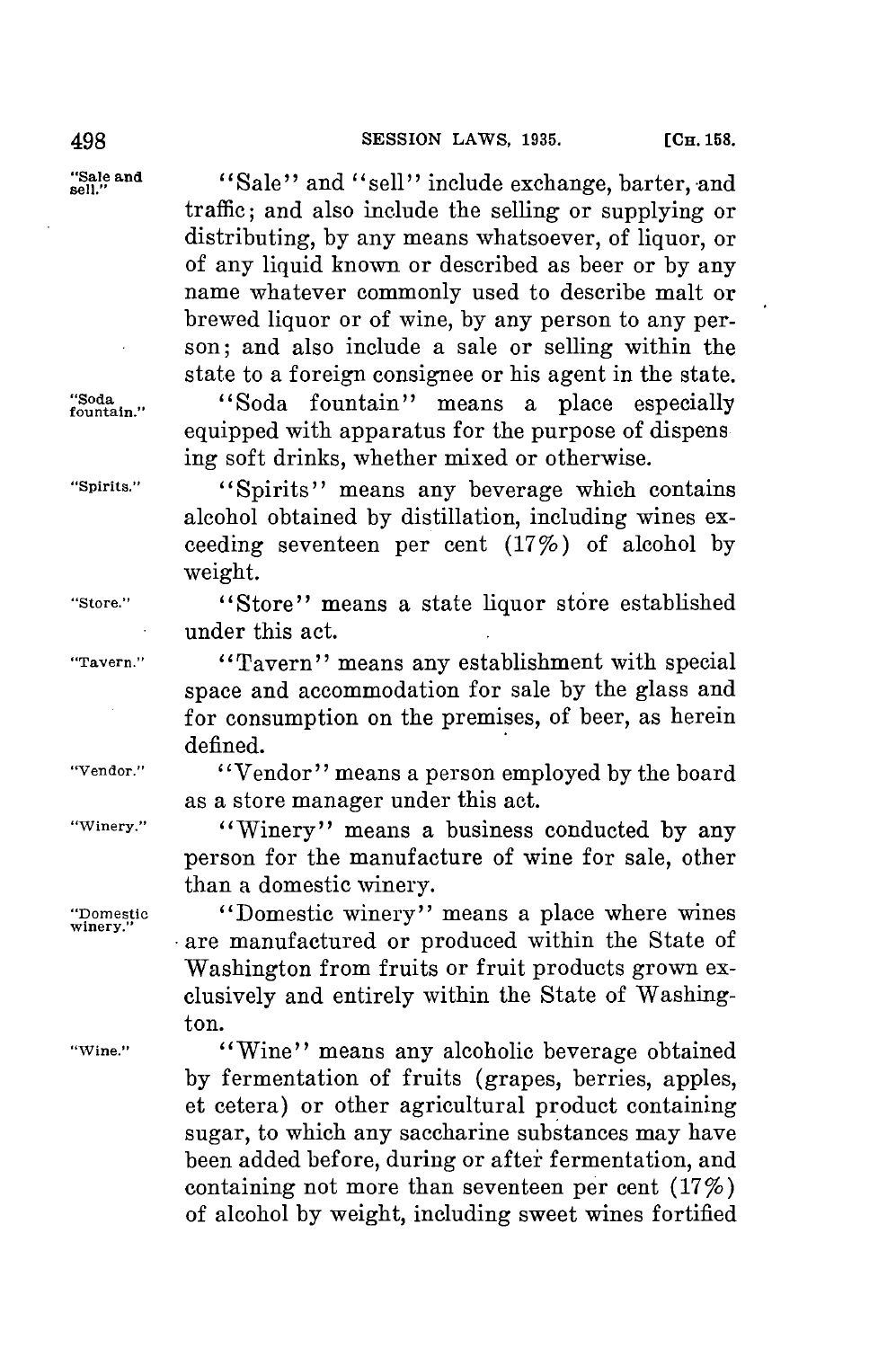"Sale" and "sell" include exchange, barter, and traffic; and also include the selling or supplying or distributing, by any means whatsoever, of liquor, or of any liquid known or described as beer or by any name whatever commonly used to describe malt or brewed liquor or of wine, by any person to any person; and also include a sale or selling within the state to a foreign consignee or his agent in the state.

"Soda fountain" means a place especially equipped with apparatus for the purpose of dispensing soft drinks, whether mixed or otherwise.

"Spirits" means any beverage which contains alcohol obtained by distillation, including wines exceeding seventeen per cent (17%) of alcohol by weight.

"Store" means a state liquor store established under this act.

"Tavern" means any establishment with special space and accommodation for sale by the glass and for consumption on the premises, of beer, as herein defined.

"Vendor" means a person employed by the board as a store manager under this act.

"Winery" means a business conducted by any person for the manufacture of wine for sale, other than a domestic winery.

"Domestic winery" means a place where wines are manufactured or produced within the State of Washington from fruits or fruit products grown exclusively and entirely within the State of Washington.

"Wine" means any alcoholic beverage obtained by fermentation of fruits (grapes, berries, apples, et cetera) or other agricultural product containing sugar, to which any saccharine substances may have been added before, during or after fermentation, and containing not more than seventeen per cent (17%) of alcohol by weight, including sweet wines fortified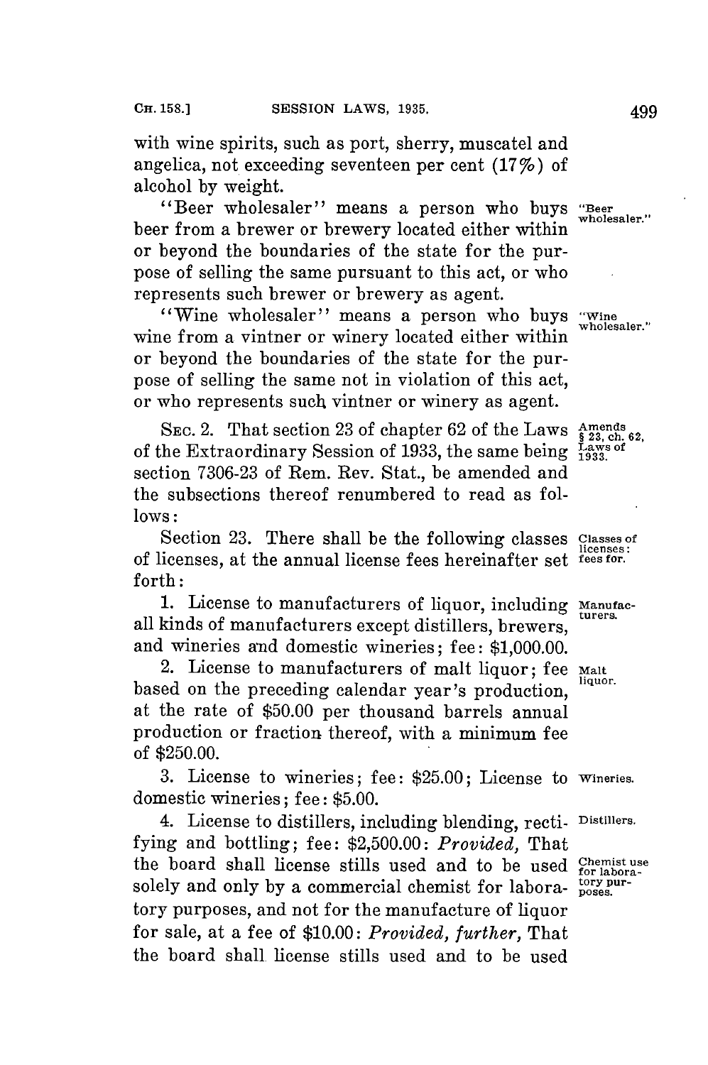with wine spirits, such as port, sherry, muscatel and angelica, not exceeding seventeen per cent (17%) of alcohol by weight.

"Beer wholesaler" means a person who buys beer from a brewer or brewery located either within or beyond the boundaries of the state for the purpose of selling the same pursuant to this act, or who represents such brewer or brewery as agent.

"Wine wholesaler" means a person who buys wine from a vintner or winery located either within or beyond the boundaries of the state for the purpose of selling the same not in violation of this act, or who represents such vintner or winery as agent.

SEC. 2. That section 23 of chapter 62 of the Laws of the Extraordinary Session of 1933, the same being section 7306-23 of Rem. Rev. Stat., be amended and the subsections thereof renumbered to read as follows:

Section 23. There shall be the following classes of licenses, at the annual license fees hereinafter set forth:

1. License to manufacturers of liquor, including all kinds of manufacturers except distillers, brewers, and wineries and domestic wineries; fee: $1,000.00.

2. License to manufacturers of malt liquor; fee based on the preceding calendar year's production, at the rate of $50.00 per thousand barrels annual production or fraction thereof, with a minimum fee of $250.00.

3. License to wineries; fee: $25.00; License to domestic wineries; fee: $5.00.

4. License to distillers, including blending, rectifying and bottling; fee: $2,500.00: *Provided,* That the board shall license stills used and to be used solely and only by a commercial chemist for laboratory purposes, and not for the manufacture of liquor for sale, at a fee of $10.00: *Provided, further,* That the board shall license stills used and to be used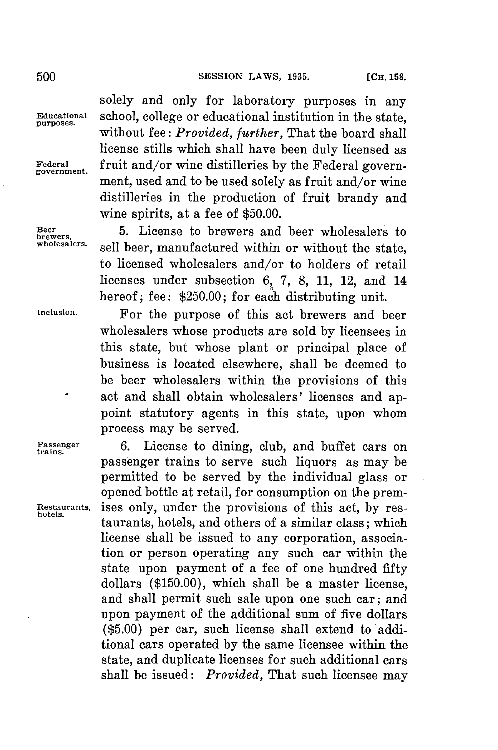solely and only for laboratory purposes in any school, college or educational institution in the state, without fee: *Provided, further,* That the board shall license stills which shall have been duly licensed as fruit and/or wine distilleries by the Federal government, used and to be used solely as fruit and/or wine distilleries in the production of fruit brandy and wine spirits, at a fee of $50.00.

5. License to brewers and beer wholesalers to sell beer, manufactured within or without the state, to licensed wholesalers and/or to holders of retail licenses under subsection 6, 7, 8, 11, 12, and 14 hereof; fee: $250.00; for each distributing unit.

For the purpose of this act brewers and beer wholesalers whose products are sold by licensees in this state, but whose plant or principal place of business is located elsewhere, shall be deemed to be beer wholesalers within the provisions of this act and shall obtain wholesalers' licenses and appoint statutory agents in this state, upon whom process may be served.

6. License to dining, club, and buffet cars on passenger trains to serve such liquors as may be permitted to be served by the individual glass or opened bottle at retail, for consumption on the premises only, under the provisions of this act, by restaurants, hotels, and others of a similar class; which license shall be issued to any corporation, association or person operating any such car within the state upon payment of a fee of one hundred fifty dollars ($150.00), which shall be a master license, and shall permit such sale upon one such car; and upon payment of the additional sum of five dollars ($5.00) per car, such license shall extend to additional cars operated by the same licensee within the state, and duplicate licenses for such additional cars shall be issued: *Provided,* That such licensee may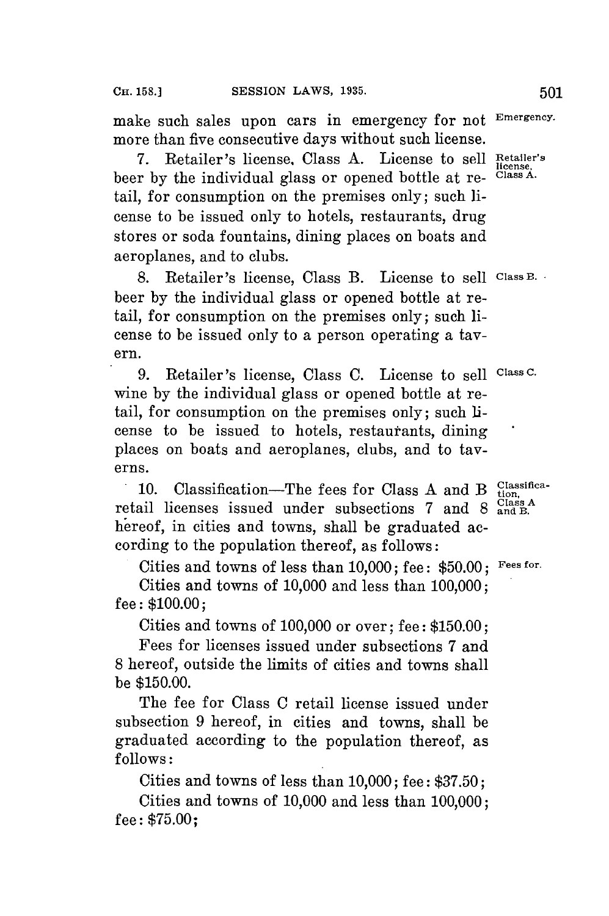make such sales upon cars in emergency for not more than five consecutive days without such license.

7. Retailer's license, Class A. License to sell beer by the individual glass or opened bottle at retail, for consumption on the premises only; such license to be issued only to hotels, restaurants, drug stores or soda fountains, dining places on boats and aeroplanes, and to clubs.

8. Retailer's license, Class B. License to sell beer by the individual glass or opened bottle at retail, for consumption on the premises only; such license to be issued only to a person operating a tavern.

9. Retailer's license, Class C. License to sell wine by the individual glass or opened bottle at retail, for consumption on the premises only; such license to be issued to hotels, restaurants, dining places on boats and aeroplanes, clubs, and to taverns.

10. Classification—The fees for Class A and B retail licenses issued under subsections 7 and 8 hereof, in cities and towns, shall be graduated according to the population thereof, as follows:

Cities and towns of less than 10,000; fee: $50.00;

Cities and towns of 10,000 and less than 100,000; fee: $100.00;

Cities and towns of 100,000 or over; fee: $150.00;

Fees for licenses issued under subsections 7 and 8 hereof, outside the limits of cities and towns shall be $150.00.

The fee for Class C retail license issued under subsection 9 hereof, in cities and towns, shall be graduated according to the population thereof, as follows:

Cities and towns of less than 10,000; fee: $37.50;

Cities and towns of 10,000 and less than 100,000; fee: $75.00;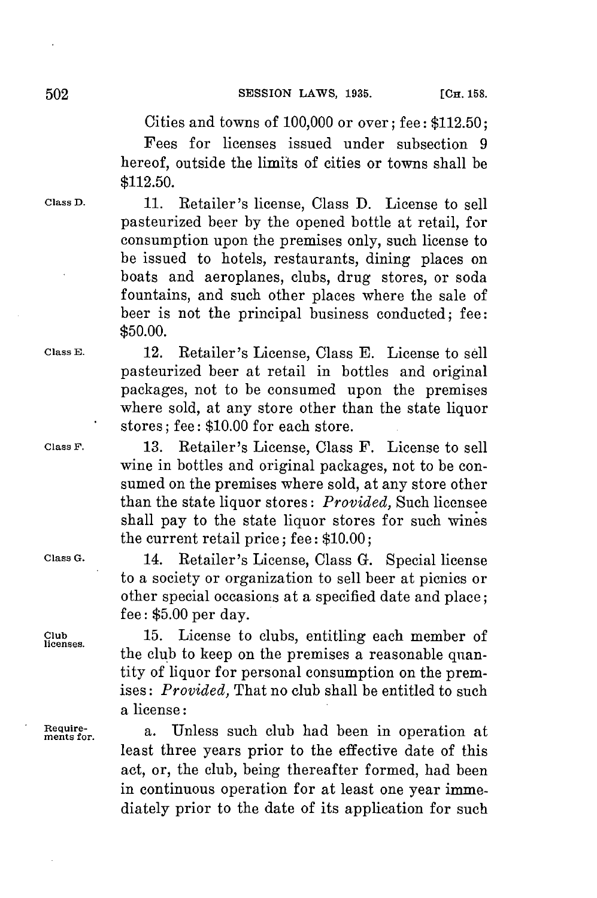Cities and towns of 100,000 or over; fee: $112.50;

Fees for licenses issued under subsection 9 hereof, outside the limits of cities or towns shall be $112.50.

Class D. 11. Retailer's license, Class D. License to sell pasteurized beer by the opened bottle at retail, for consumption upon the premises only, such license to be issued to hotels, restaurants, dining places on boats and aeroplanes, clubs, drug stores, or soda fountains, and such other places where the sale of beer is not the principal business conducted; fee: $50.00.

Class E. 12. Retailer's License, Class E. License to sell pasteurized beer at retail in bottles and original packages, not to be consumed upon the premises where sold, at any store other than the state liquor stores; fee: $10.00 for each store.

Class F. 13. Retailer's License, Class F. License to sell wine in bottles and original packages, not to be consumed on the premises where sold, at any store other than the state liquor stores: *Provided,* Such licensee shall pay to the state liquor stores for such wines the current retail price; fee: $10.00;

Class G. 14. Retailer's License, Class G. Special license to a society or organization to sell beer at picnics or other special occasions at a specified date and place; fee: $5.00 per day.

Club licenses. 15. License to clubs, entitling each member of the club to keep on the premises a reasonable quantity of liquor for personal consumption on the premises: *Provided,* That no club shall be entitled to such a license:

Requirements for. a. Unless such club had been in operation at least three years prior to the effective date of this act, or, the club, being thereafter formed, had been in continuous operation for at least one year immediately prior to the date of its application for such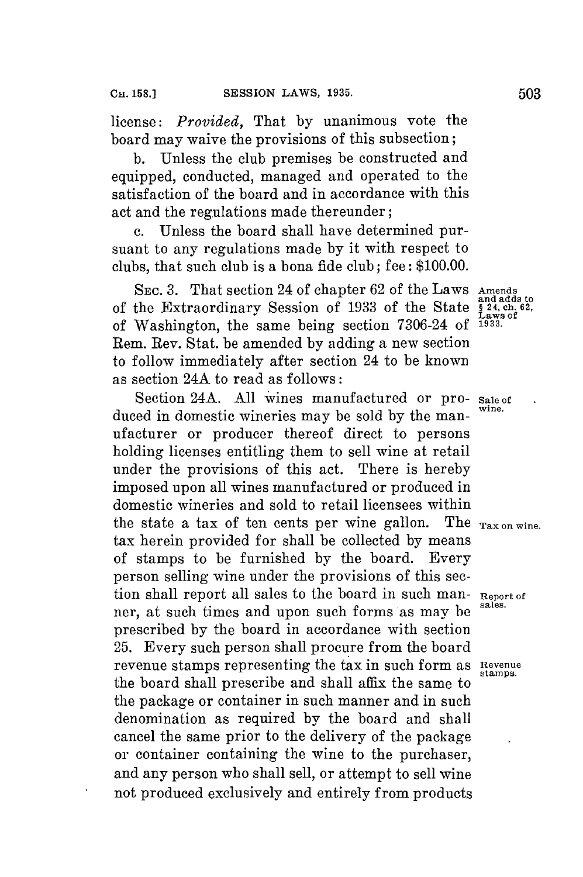license: *Provided,* That by unanimous vote the board may waive the provisions of this subsection;

b. Unless the club premises be constructed and equipped, conducted, managed and operated to the satisfaction of the board and in accordance with this act and the regulations made thereunder;

c. Unless the board shall have determined pursuant to any regulations made by it with respect to clubs, that such club is a bona fide club; fee: $100.00.

SEC. 3. That section 24 of chapter 62 of the Laws of the Extraordinary Session of 1933 of the State of Washington, the same being section 7306-24 of Rem. Rev. Stat. be amended by adding a new section to follow immediately after section 24 to be known as section 24A to read as follows:

Amends and adds to § 24, ch. 62, Laws of 1933.

Section 24A. All wines manufactured or produced in domestic wineries may be sold by the manufacturer or producer thereof direct to persons holding licenses entitling them to sell wine at retail under the provisions of this act. There is hereby imposed upon all wines manufactured or produced in domestic wineries and sold to retail licensees within the state a tax of ten cents per wine gallon. The tax herein provided for shall be collected by means of stamps to be furnished by the board. Every person selling wine under the provisions of this section shall report all sales to the board in such manner, at such times and upon such forms as may be prescribed by the board in accordance with section 25. Every such person shall procure from the board revenue stamps representing the tax in such form as the board shall prescribe and shall affix the same to the package or container in such manner and in such denomination as required by the board and shall cancel the same prior to the delivery of the package or container containing the wine to the purchaser, and any person who shall sell, or attempt to sell wine not produced exclusively and entirely from products

Sale of wine.

Tax on wine.

Report of sales.

Revenue stamps.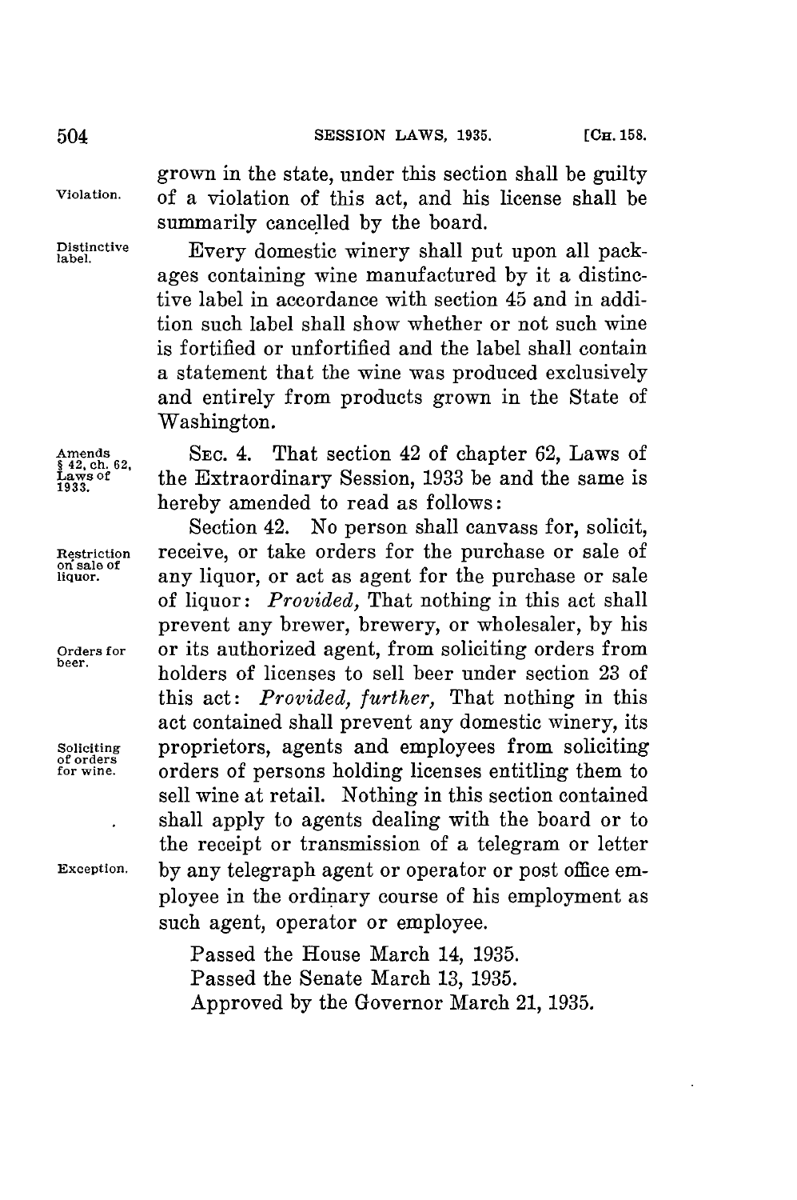grown in the state, under this section shall be guilty of a violation of this act, and his license shall be summarily cancelled by the board.

Violation.

Distinctive label.

Every domestic winery shall put upon all packages containing wine manufactured by it a distinctive label in accordance with section 45 and in addition such label shall show whether or not such wine is fortified or unfortified and the label shall contain a statement that the wine was produced exclusively and entirely from products grown in the State of Washington.

Amends § 42, ch. 62, Laws of 1933.

SEC. 4. That section 42 of chapter 62, Laws of the Extraordinary Session, 1933 be and the same is hereby amended to read as follows:

Restriction on sale of liquor.

Section 42. No person shall canvass for, solicit, receive, or take orders for the purchase or sale of any liquor, or act as agent for the purchase or sale of liquor: *Provided,* That nothing in this act shall prevent any brewer, brewery, or wholesaler, by his or its authorized agent, from soliciting orders from holders of licenses to sell beer under section 23 of this act: *Provided, further,* That nothing in this act contained shall prevent any domestic winery, its proprietors, agents and employees from soliciting orders of persons holding licenses entitling them to sell wine at retail. Nothing in this section contained shall apply to agents dealing with the board or to the receipt or transmission of a telegram or letter by any telegraph agent or operator or post office employee in the ordinary course of his employment as such agent, operator or employee.

Orders for beer.

Soliciting of orders for wine.

Exception.

Passed the House March 14, 1935.
Passed the Senate March 13, 1935.
Approved by the Governor March 21, 1935.